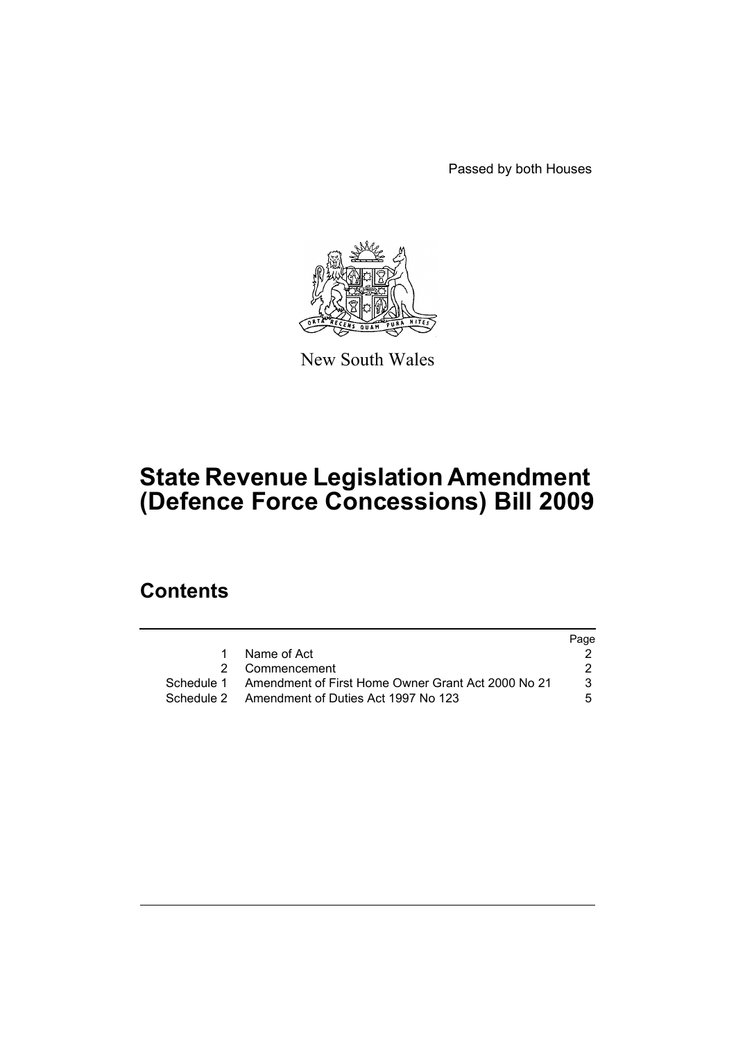Passed by both Houses

New South Wales

# State Revenue Legislation Amendment (Defence Force Concessions) Bill 2009

## Contents

| | | Page |
|---|---|---|
| 1 | Name of Act | 2 |
| 2 | Commencement | 2 |
| Schedule 1 | Amendment of First Home Owner Grant Act 2000 No 21 | 3 |
| Schedule 2 | Amendment of Duties Act 1997 No 123 | 5 |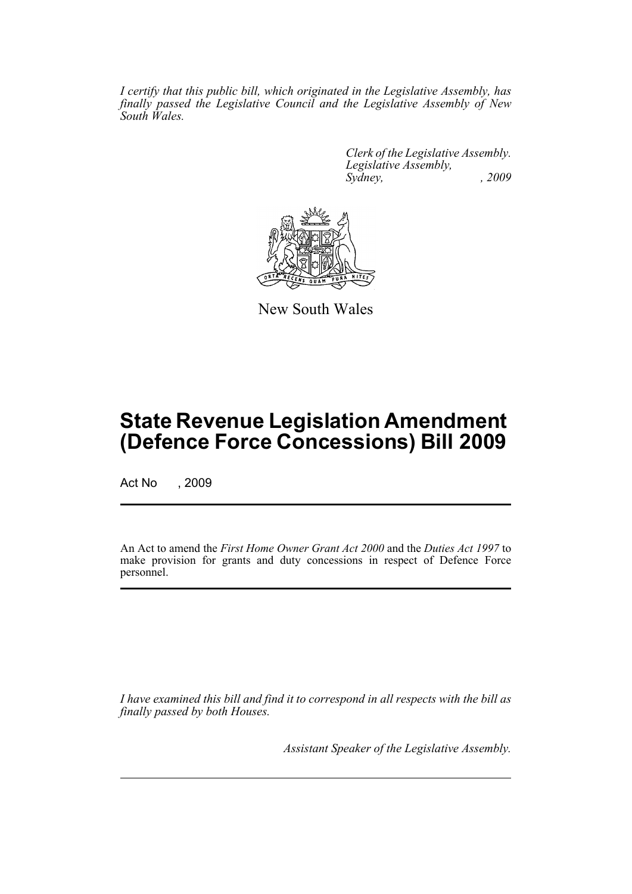*I certify that this public bill, which originated in the Legislative Assembly, has finally passed the Legislative Council and the Legislative Assembly of New South Wales.*

*Clerk of the Legislative Assembly.*
*Legislative Assembly,*
*Sydney, , 2009*

New South Wales

# State Revenue Legislation Amendment (Defence Force Concessions) Bill 2009

Act No , 2009

An Act to amend the *First Home Owner Grant Act 2000* and the *Duties Act 1997* to make provision for grants and duty concessions in respect of Defence Force personnel.

*I have examined this bill and find it to correspond in all respects with the bill as finally passed by both Houses.*

*Assistant Speaker of the Legislative Assembly.*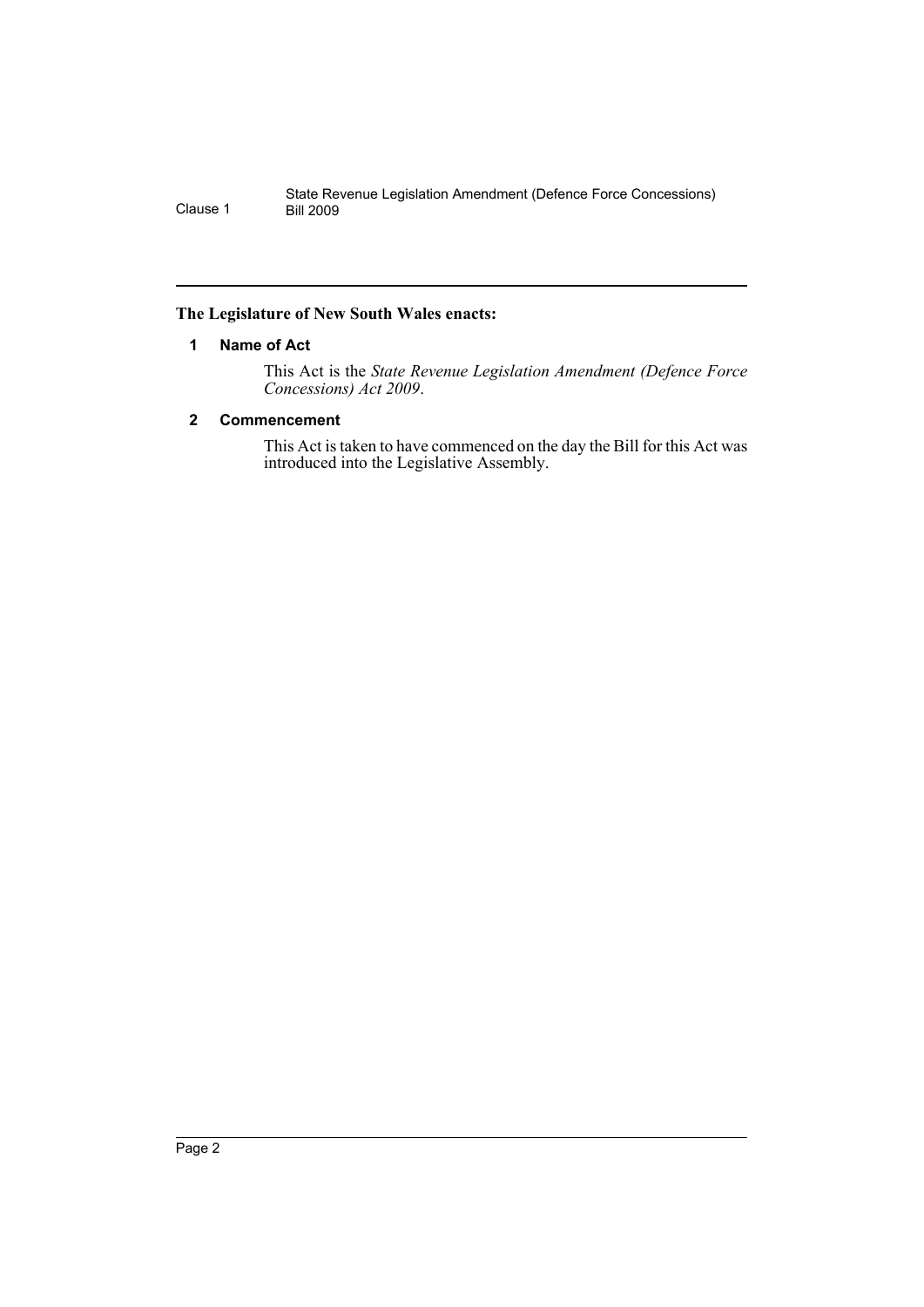**The Legislature of New South Wales enacts:**

## 1 Name of Act

This Act is the *State Revenue Legislation Amendment (Defence Force Concessions) Act 2009*.

## 2 Commencement

This Act is taken to have commenced on the day the Bill for this Act was introduced into the Legislative Assembly.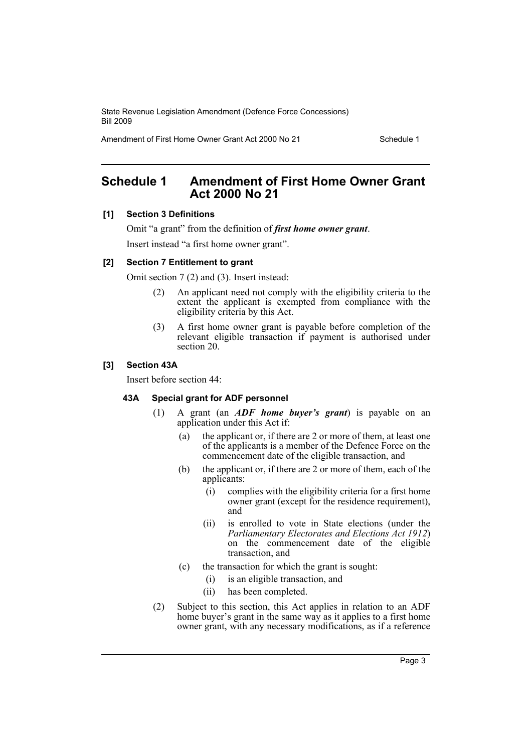# Schedule 1 Amendment of First Home Owner Grant Act 2000 No 21

**[1] Section 3 Definitions**

Omit "a grant" from the definition of ***first home owner grant***.

Insert instead "a first home owner grant".

**[2] Section 7 Entitlement to grant**

Omit section 7 (2) and (3). Insert instead:

(2) An applicant need not comply with the eligibility criteria to the extent the applicant is exempted from compliance with the eligibility criteria by this Act.

(3) A first home owner grant is payable before completion of the relevant eligible transaction if payment is authorised under section 20.

**[3] Section 43A**

Insert before section 44:

**43A Special grant for ADF personnel**

(1) A grant (an ***ADF home buyer's grant***) is payable on an application under this Act if:

(a) the applicant or, if there are 2 or more of them, at least one of the applicants is a member of the Defence Force on the commencement date of the eligible transaction, and

(b) the applicant or, if there are 2 or more of them, each of the applicants:

(i) complies with the eligibility criteria for a first home owner grant (except for the residence requirement), and

(ii) is enrolled to vote in State elections (under the *Parliamentary Electorates and Elections Act 1912*) on the commencement date of the eligible transaction, and

(c) the transaction for which the grant is sought:

(i) is an eligible transaction, and

(ii) has been completed.

(2) Subject to this section, this Act applies in relation to an ADF home buyer's grant in the same way as it applies to a first home owner grant, with any necessary modifications, as if a reference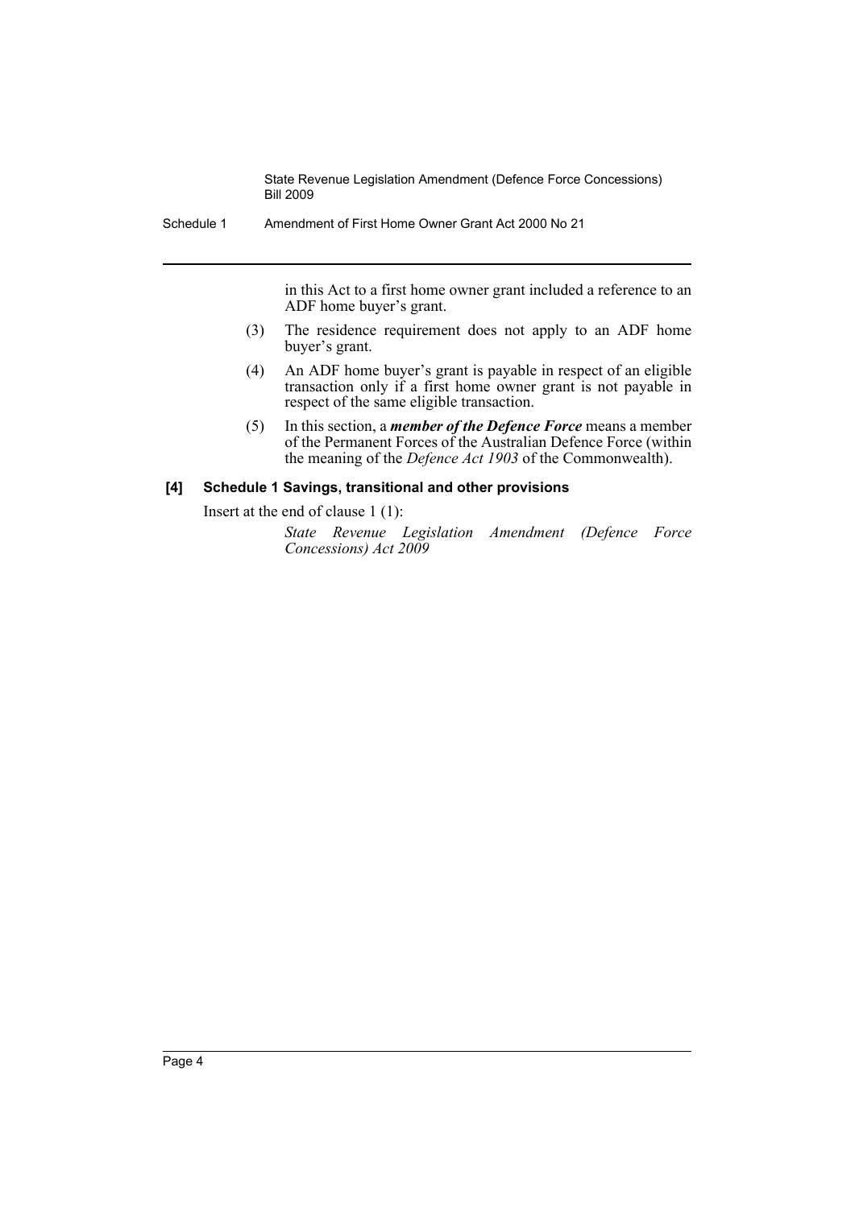in this Act to a first home owner grant included a reference to an ADF home buyer's grant.

(3) The residence requirement does not apply to an ADF home buyer's grant.

(4) An ADF home buyer's grant is payable in respect of an eligible transaction only if a first home owner grant is not payable in respect of the same eligible transaction.

(5) In this section, a ***member of the Defence Force*** means a member of the Permanent Forces of the Australian Defence Force (within the meaning of the *Defence Act 1903* of the Commonwealth).

### [4] Schedule 1 Savings, transitional and other provisions

Insert at the end of clause 1 (1):

*State Revenue Legislation Amendment (Defence Force Concessions) Act 2009*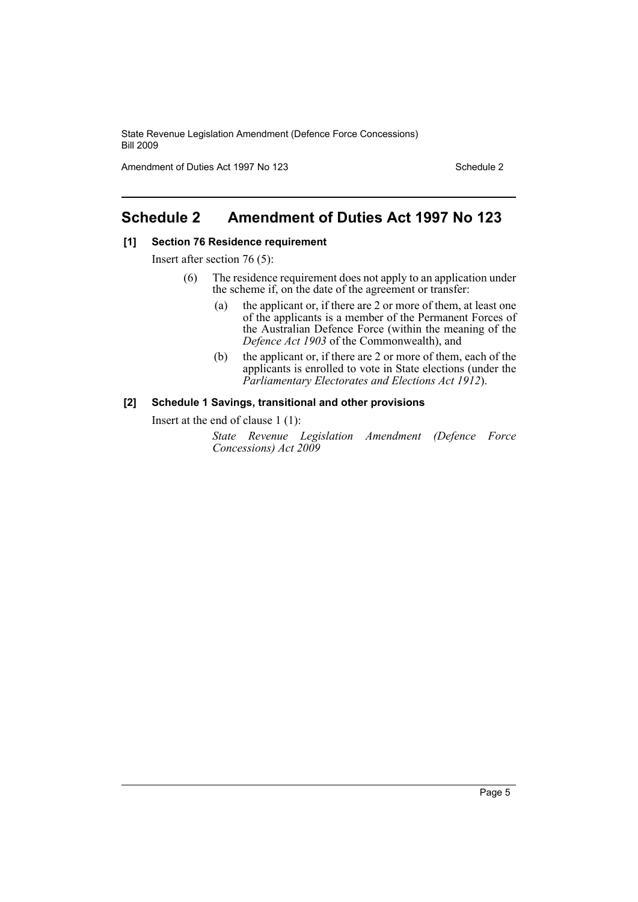## Schedule 2 Amendment of Duties Act 1997 No 123

**[1] Section 76 Residence requirement**

Insert after section 76 (5):

(6) The residence requirement does not apply to an application under the scheme if, on the date of the agreement or transfer:

(a) the applicant or, if there are 2 or more of them, at least one of the applicants is a member of the Permanent Forces of the Australian Defence Force (within the meaning of the *Defence Act 1903* of the Commonwealth), and

(b) the applicant or, if there are 2 or more of them, each of the applicants is enrolled to vote in State elections (under the *Parliamentary Electorates and Elections Act 1912*).

**[2] Schedule 1 Savings, transitional and other provisions**

Insert at the end of clause 1 (1):

*State Revenue Legislation Amendment (Defence Force Concessions) Act 2009*